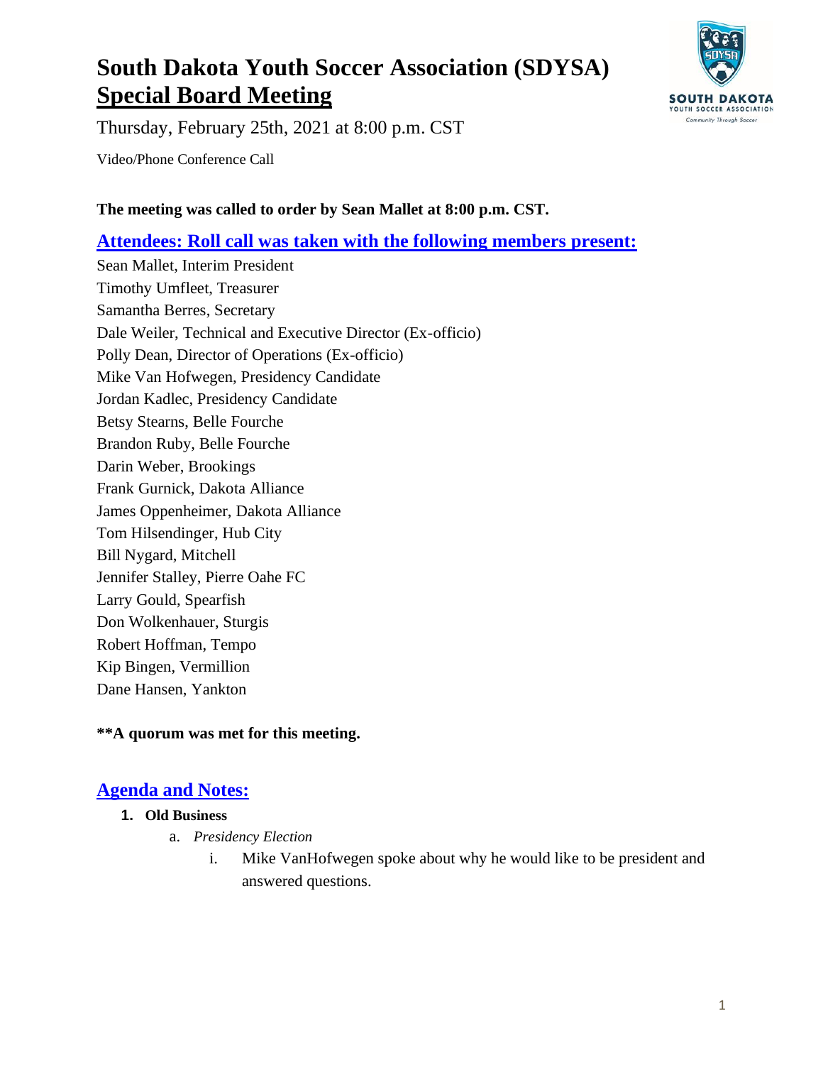# South Dakota Youth Soccer Association (SDYSA)
## Special Board Meeting

Thursday, February 25th, 2021 at 8:00 p.m. CST

Video/Phone Conference Call

**The meeting was called to order by Sean Mallet at 8:00 p.m. CST.**

## Attendees: Roll call was taken with the following members present:

Sean Mallet, Interim President
Timothy Umfleet, Treasurer
Samantha Berres, Secretary
Dale Weiler, Technical and Executive Director (Ex-officio)
Polly Dean, Director of Operations (Ex-officio)
Mike Van Hofwegen, Presidency Candidate
Jordan Kadlec, Presidency Candidate
Betsy Stearns, Belle Fourche
Brandon Ruby, Belle Fourche
Darin Weber, Brookings
Frank Gurnick, Dakota Alliance
James Oppenheimer, Dakota Alliance
Tom Hilsendinger, Hub City
Bill Nygard, Mitchell
Jennifer Stalley, Pierre Oahe FC
Larry Gould, Spearfish
Don Wolkenhauer, Sturgis
Robert Hoffman, Tempo
Kip Bingen, Vermillion
Dane Hansen, Yankton

**\*\*A quorum was met for this meeting.**

## Agenda and Notes:

1. **Old Business**
   a. *Presidency Election*
      i. Mike VanHofwegen spoke about why he would like to be president and answered questions.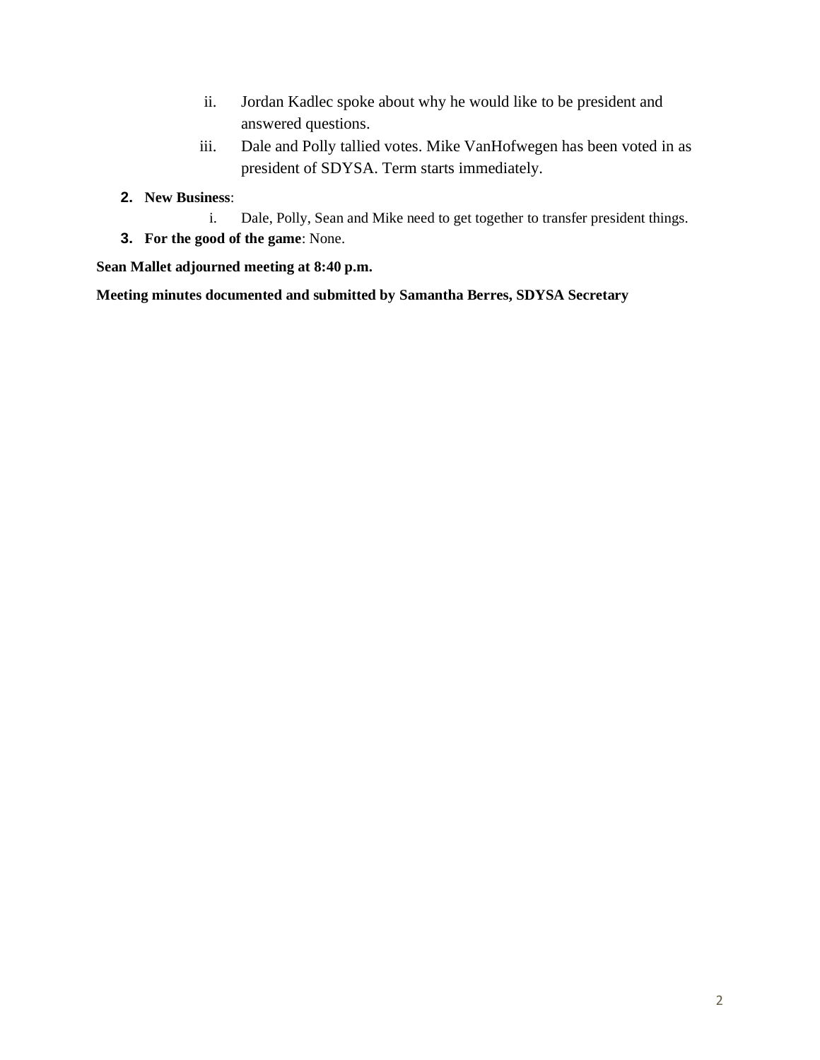ii. Jordan Kadlec spoke about why he would like to be president and answered questions.
   iii. Dale and Polly tallied votes. Mike VanHofwegen has been voted in as president of SDYSA. Term starts immediately.

2. **New Business**:
   i. Dale, Polly, Sean and Mike need to get together to transfer president things.
3. **For the good of the game**: None.

**Sean Mallet adjourned meeting at 8:40 p.m.**

**Meeting minutes documented and submitted by Samantha Berres, SDYSA Secretary**